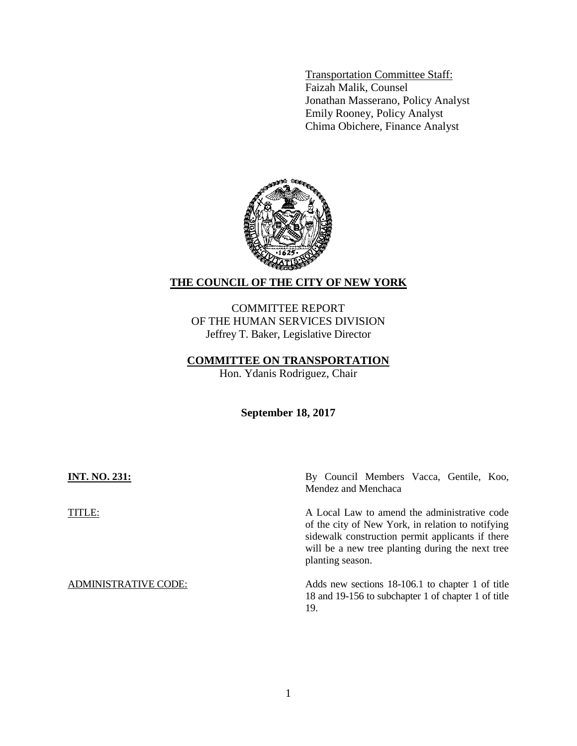Transportation Committee Staff:
Faizah Malik, Counsel
Jonathan Masserano, Policy Analyst
Emily Rooney, Policy Analyst
Chima Obichere, Finance Analyst

**THE COUNCIL OF THE CITY OF NEW YORK**

COMMITTEE REPORT
OF THE HUMAN SERVICES DIVISION
Jeffrey T. Baker, Legislative Director

**COMMITTEE ON TRANSPORTATION**
Hon. Ydanis Rodriguez, Chair

**September 18, 2017**

**INT. NO. 231:** By Council Members Vacca, Gentile, Koo, Mendez and Menchaca

TITLE: A Local Law to amend the administrative code of the city of New York, in relation to notifying sidewalk construction permit applicants if there will be a new tree planting during the next tree planting season.

ADMINISTRATIVE CODE: Adds new sections 18-106.1 to chapter 1 of title 18 and 19-156 to subchapter 1 of chapter 1 of title 19.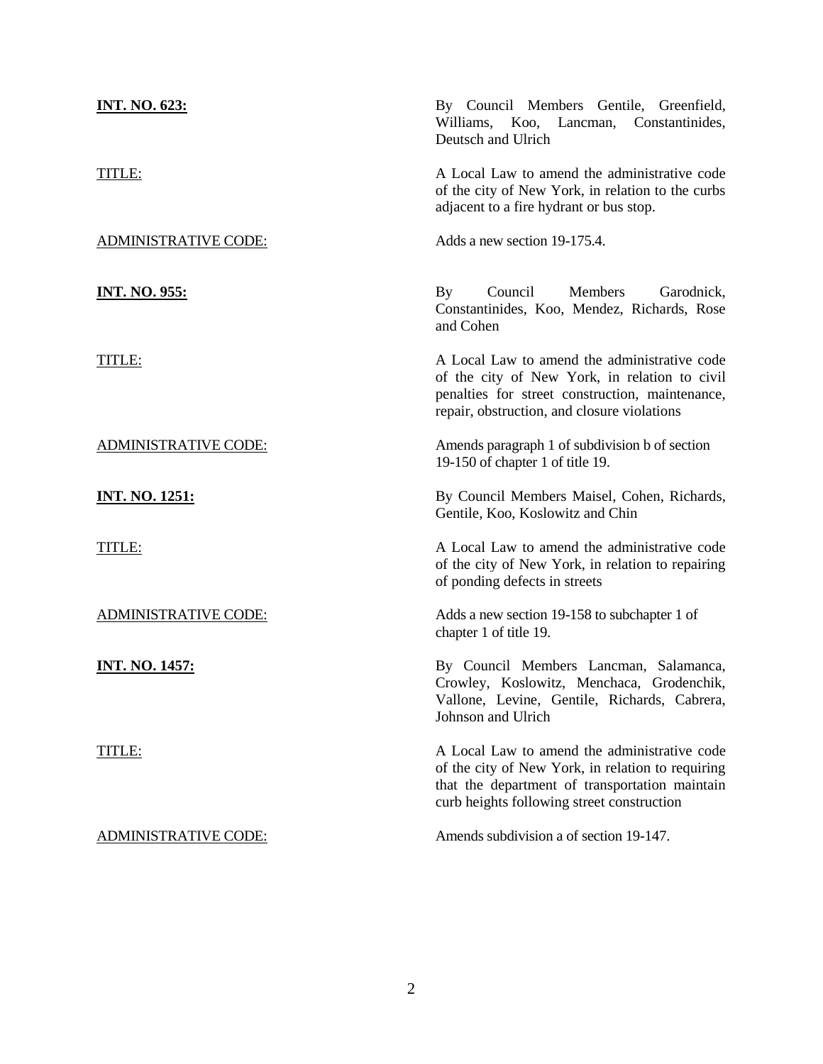**<u>INT. NO. 623:</u>** By Council Members Gentile, Greenfield, Williams, Koo, Lancman, Constantinides, Deutsch and Ulrich

<u>TITLE:</u> A Local Law to amend the administrative code of the city of New York, in relation to the curbs adjacent to a fire hydrant or bus stop.

<u>ADMINISTRATIVE CODE:</u> Adds a new section 19-175.4.

**<u>INT. NO. 955:</u>** By Council Members Garodnick, Constantinides, Koo, Mendez, Richards, Rose and Cohen

<u>TITLE:</u> A Local Law to amend the administrative code of the city of New York, in relation to civil penalties for street construction, maintenance, repair, obstruction, and closure violations

<u>ADMINISTRATIVE CODE:</u> Amends paragraph 1 of subdivision b of section 19-150 of chapter 1 of title 19.

**<u>INT. NO. 1251:</u>** By Council Members Maisel, Cohen, Richards, Gentile, Koo, Koslowitz and Chin

<u>TITLE:</u> A Local Law to amend the administrative code of the city of New York, in relation to repairing of ponding defects in streets

<u>ADMINISTRATIVE CODE:</u> Adds a new section 19-158 to subchapter 1 of chapter 1 of title 19.

**<u>INT. NO. 1457:</u>** By Council Members Lancman, Salamanca, Crowley, Koslowitz, Menchaca, Grodenchik, Vallone, Levine, Gentile, Richards, Cabrera, Johnson and Ulrich

<u>TITLE:</u> A Local Law to amend the administrative code of the city of New York, in relation to requiring that the department of transportation maintain curb heights following street construction

<u>ADMINISTRATIVE CODE:</u> Amends subdivision a of section 19-147.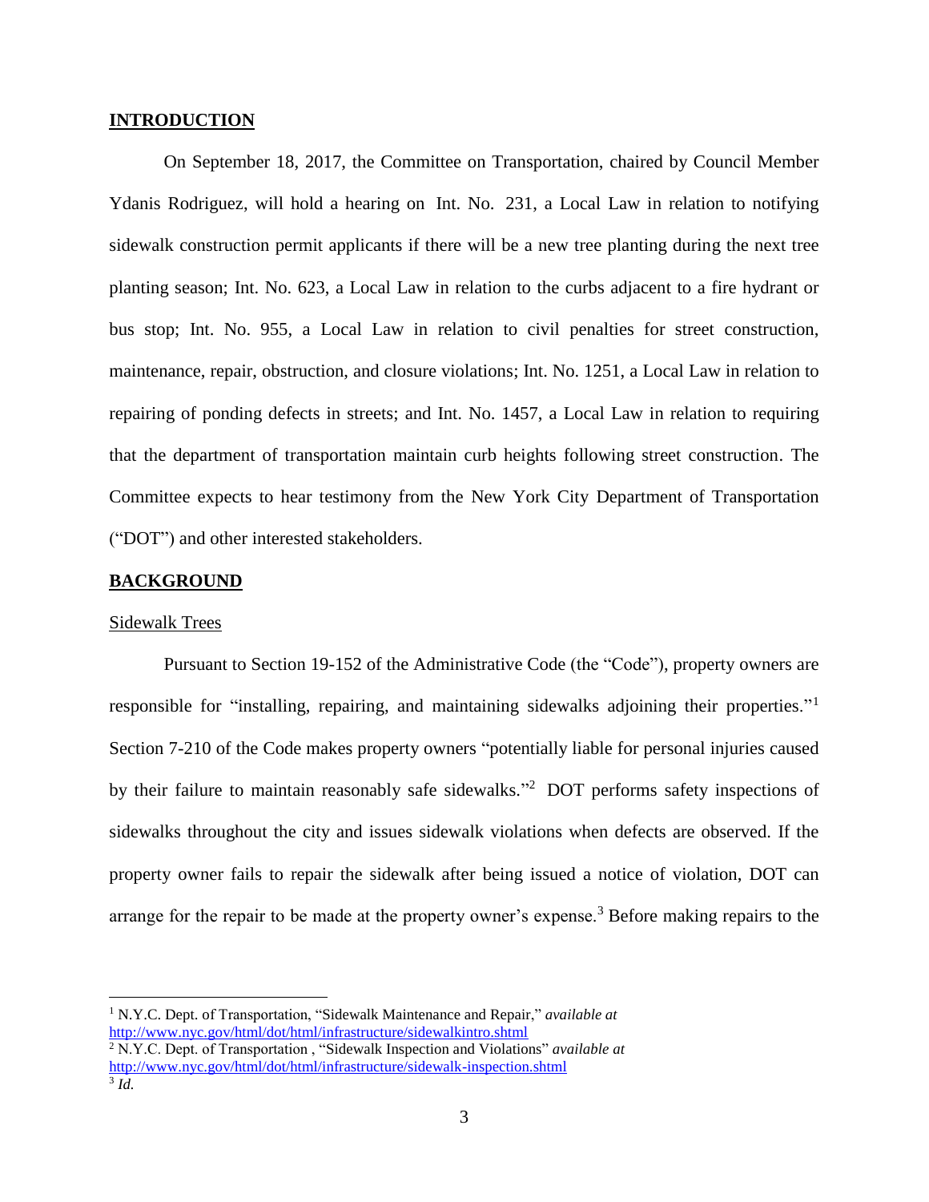## INTRODUCTION

On September 18, 2017, the Committee on Transportation, chaired by Council Member Ydanis Rodriguez, will hold a hearing on Int. No. 231, a Local Law in relation to notifying sidewalk construction permit applicants if there will be a new tree planting during the next tree planting season; Int. No. 623, a Local Law in relation to the curbs adjacent to a fire hydrant or bus stop; Int. No. 955, a Local Law in relation to civil penalties for street construction, maintenance, repair, obstruction, and closure violations; Int. No. 1251, a Local Law in relation to repairing of ponding defects in streets; and Int. No. 1457, a Local Law in relation to requiring that the department of transportation maintain curb heights following street construction. The Committee expects to hear testimony from the New York City Department of Transportation ("DOT") and other interested stakeholders.

## BACKGROUND

### Sidewalk Trees

Pursuant to Section 19-152 of the Administrative Code (the "Code"), property owners are responsible for "installing, repairing, and maintaining sidewalks adjoining their properties."[1] Section 7-210 of the Code makes property owners "potentially liable for personal injuries caused by their failure to maintain reasonably safe sidewalks."[2] DOT performs safety inspections of sidewalks throughout the city and issues sidewalk violations when defects are observed. If the property owner fails to repair the sidewalk after being issued a notice of violation, DOT can arrange for the repair to be made at the property owner's expense.[3] Before making repairs to the

---

[1] N.Y.C. Dept. of Transportation, "Sidewalk Maintenance and Repair," *available at* http://www.nyc.gov/html/dot/html/infrastructure/sidewalkintro.shtml

[2] N.Y.C. Dept. of Transportation , "Sidewalk Inspection and Violations" *available at* http://www.nyc.gov/html/dot/html/infrastructure/sidewalk-inspection.shtml

[3] *Id.*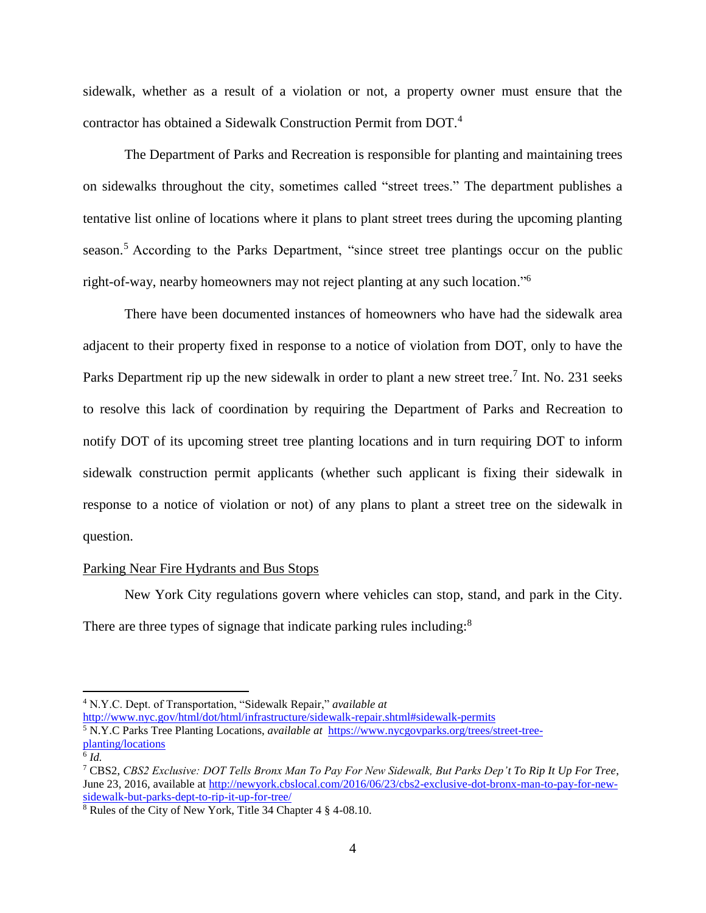sidewalk, whether as a result of a violation or not, a property owner must ensure that the contractor has obtained a Sidewalk Construction Permit from DOT.[4]

The Department of Parks and Recreation is responsible for planting and maintaining trees on sidewalks throughout the city, sometimes called "street trees." The department publishes a tentative list online of locations where it plans to plant street trees during the upcoming planting season.[5] According to the Parks Department, "since street tree plantings occur on the public right-of-way, nearby homeowners may not reject planting at any such location."[6]

There have been documented instances of homeowners who have had the sidewalk area adjacent to their property fixed in response to a notice of violation from DOT, only to have the Parks Department rip up the new sidewalk in order to plant a new street tree.[7] Int. No. 231 seeks to resolve this lack of coordination by requiring the Department of Parks and Recreation to notify DOT of its upcoming street tree planting locations and in turn requiring DOT to inform sidewalk construction permit applicants (whether such applicant is fixing their sidewalk in response to a notice of violation or not) of any plans to plant a street tree on the sidewalk in question.

Parking Near Fire Hydrants and Bus Stops

New York City regulations govern where vehicles can stop, stand, and park in the City. There are three types of signage that indicate parking rules including:[8]

---

[4] N.Y.C. Dept. of Transportation, "Sidewalk Repair," *available at* http://www.nyc.gov/html/dot/html/infrastructure/sidewalk-repair.shtml#sidewalk-permits

[5] N.Y.C Parks Tree Planting Locations, *available at* https://www.nycgovparks.org/trees/street-tree-planting/locations

[6] *Id.*

[7] CBS2, *CBS2 Exclusive: DOT Tells Bronx Man To Pay For New Sidewalk, But Parks Dep't To Rip It Up For Tree*, June 23, 2016, available at http://newyork.cbslocal.com/2016/06/23/cbs2-exclusive-dot-bronx-man-to-pay-for-new-sidewalk-but-parks-dept-to-rip-it-up-for-tree/

[8] Rules of the City of New York, Title 34 Chapter 4 § 4-08.10.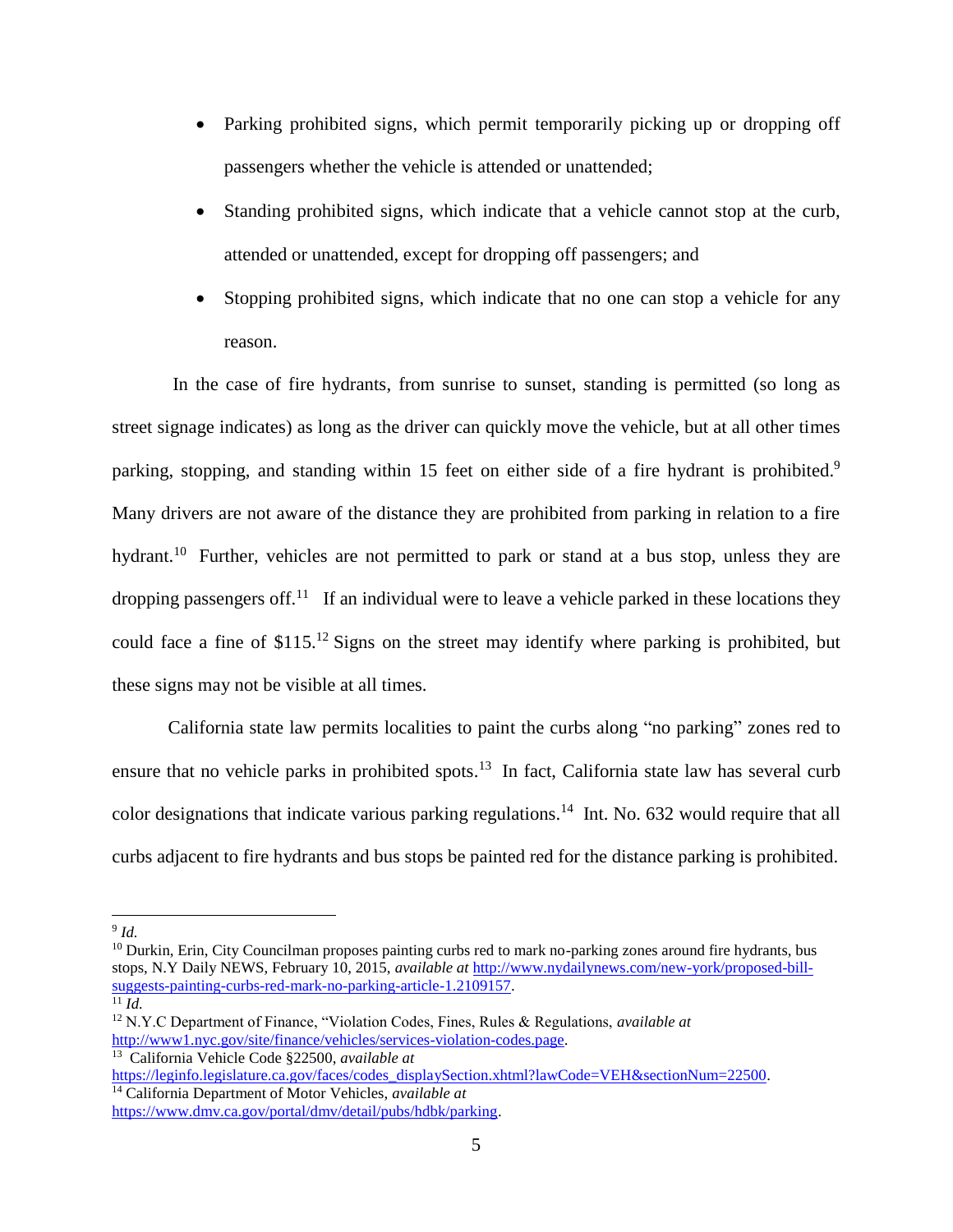- Parking prohibited signs, which permit temporarily picking up or dropping off passengers whether the vehicle is attended or unattended;
- Standing prohibited signs, which indicate that a vehicle cannot stop at the curb, attended or unattended, except for dropping off passengers; and
- Stopping prohibited signs, which indicate that no one can stop a vehicle for any reason.

In the case of fire hydrants, from sunrise to sunset, standing is permitted (so long as street signage indicates) as long as the driver can quickly move the vehicle, but at all other times parking, stopping, and standing within 15 feet on either side of a fire hydrant is prohibited.[9] Many drivers are not aware of the distance they are prohibited from parking in relation to a fire hydrant.[10] Further, vehicles are not permitted to park or stand at a bus stop, unless they are dropping passengers off.[11] If an individual were to leave a vehicle parked in these locations they could face a fine of $115.[12] Signs on the street may identify where parking is prohibited, but these signs may not be visible at all times.

California state law permits localities to paint the curbs along "no parking" zones red to ensure that no vehicle parks in prohibited spots.[13] In fact, California state law has several curb color designations that indicate various parking regulations.[14] Int. No. 632 would require that all curbs adjacent to fire hydrants and bus stops be painted red for the distance parking is prohibited.

---

[9] *Id.*

[10] Durkin, Erin, City Councilman proposes painting curbs red to mark no-parking zones around fire hydrants, bus stops, N.Y Daily NEWS, February 10, 2015, *available at* http://www.nydailynews.com/new-york/proposed-bill-suggests-painting-curbs-red-mark-no-parking-article-1.2109157.

[11] *Id.*

[12] N.Y.C Department of Finance, "Violation Codes, Fines, Rules & Regulations, *available at* http://www1.nyc.gov/site/finance/vehicles/services-violation-codes.page.

[13] California Vehicle Code §22500, *available at* https://leginfo.legislature.ca.gov/faces/codes_displaySection.xhtml?lawCode=VEH&sectionNum=22500.

[14] California Department of Motor Vehicles, *available at* https://www.dmv.ca.gov/portal/dmv/detail/pubs/hdbk/parking.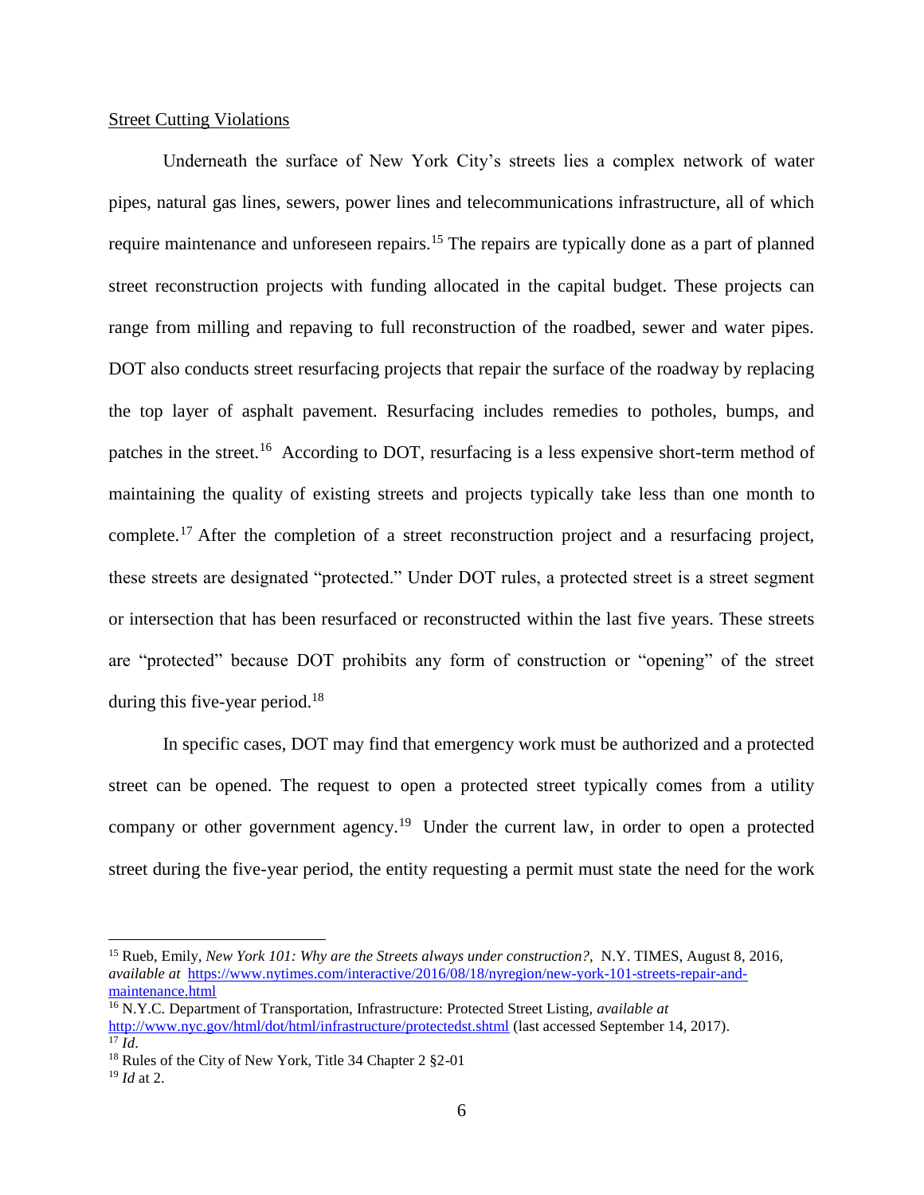Street Cutting Violations

Underneath the surface of New York City's streets lies a complex network of water pipes, natural gas lines, sewers, power lines and telecommunications infrastructure, all of which require maintenance and unforeseen repairs.[15] The repairs are typically done as a part of planned street reconstruction projects with funding allocated in the capital budget. These projects can range from milling and repaving to full reconstruction of the roadbed, sewer and water pipes. DOT also conducts street resurfacing projects that repair the surface of the roadway by replacing the top layer of asphalt pavement. Resurfacing includes remedies to potholes, bumps, and patches in the street.[16] According to DOT, resurfacing is a less expensive short-term method of maintaining the quality of existing streets and projects typically take less than one month to complete.[17] After the completion of a street reconstruction project and a resurfacing project, these streets are designated "protected." Under DOT rules, a protected street is a street segment or intersection that has been resurfaced or reconstructed within the last five years. These streets are "protected" because DOT prohibits any form of construction or "opening" of the street during this five-year period.[18]

In specific cases, DOT may find that emergency work must be authorized and a protected street can be opened. The request to open a protected street typically comes from a utility company or other government agency.[19] Under the current law, in order to open a protected street during the five-year period, the entity requesting a permit must state the need for the work

---

[15] Rueb, Emily, *New York 101: Why are the Streets always under construction?*, N.Y. TIMES, August 8, 2016, *available at* https://www.nytimes.com/interactive/2016/08/18/nyregion/new-york-101-streets-repair-and-maintenance.html

[16] N.Y.C. Department of Transportation, Infrastructure: Protected Street Listing, *available at* http://www.nyc.gov/html/dot/html/infrastructure/protectedst.shtml (last accessed September 14, 2017).

[17] *Id*.

[18] Rules of the City of New York, Title 34 Chapter 2 §2-01

[19] *Id* at 2.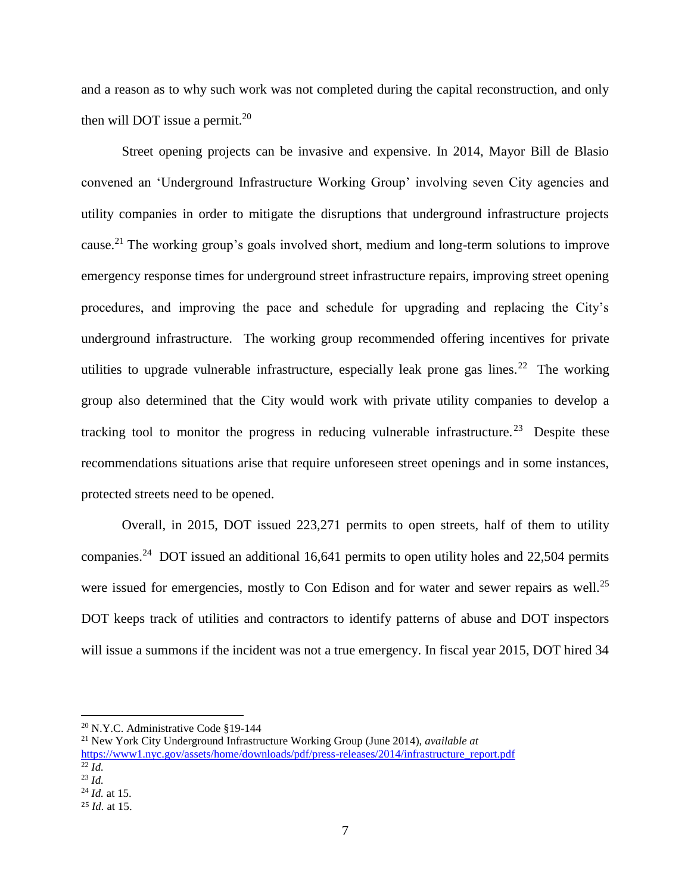and a reason as to why such work was not completed during the capital reconstruction, and only then will DOT issue a permit.[20]

Street opening projects can be invasive and expensive. In 2014, Mayor Bill de Blasio convened an 'Underground Infrastructure Working Group' involving seven City agencies and utility companies in order to mitigate the disruptions that underground infrastructure projects cause.[21] The working group's goals involved short, medium and long-term solutions to improve emergency response times for underground street infrastructure repairs, improving street opening procedures, and improving the pace and schedule for upgrading and replacing the City's underground infrastructure. The working group recommended offering incentives for private utilities to upgrade vulnerable infrastructure, especially leak prone gas lines.[22] The working group also determined that the City would work with private utility companies to develop a tracking tool to monitor the progress in reducing vulnerable infrastructure.[23] Despite these recommendations situations arise that require unforeseen street openings and in some instances, protected streets need to be opened.

Overall, in 2015, DOT issued 223,271 permits to open streets, half of them to utility companies.[24] DOT issued an additional 16,641 permits to open utility holes and 22,504 permits were issued for emergencies, mostly to Con Edison and for water and sewer repairs as well.[25] DOT keeps track of utilities and contractors to identify patterns of abuse and DOT inspectors will issue a summons if the incident was not a true emergency. In fiscal year 2015, DOT hired 34

---

[20] N.Y.C. Administrative Code §19-144

[21] New York City Underground Infrastructure Working Group (June 2014), *available at* https://www1.nyc.gov/assets/home/downloads/pdf/press-releases/2014/infrastructure_report.pdf

[22] *Id.*

[23] *Id.*

[24] *Id.* at 15.

[25] *Id.* at 15.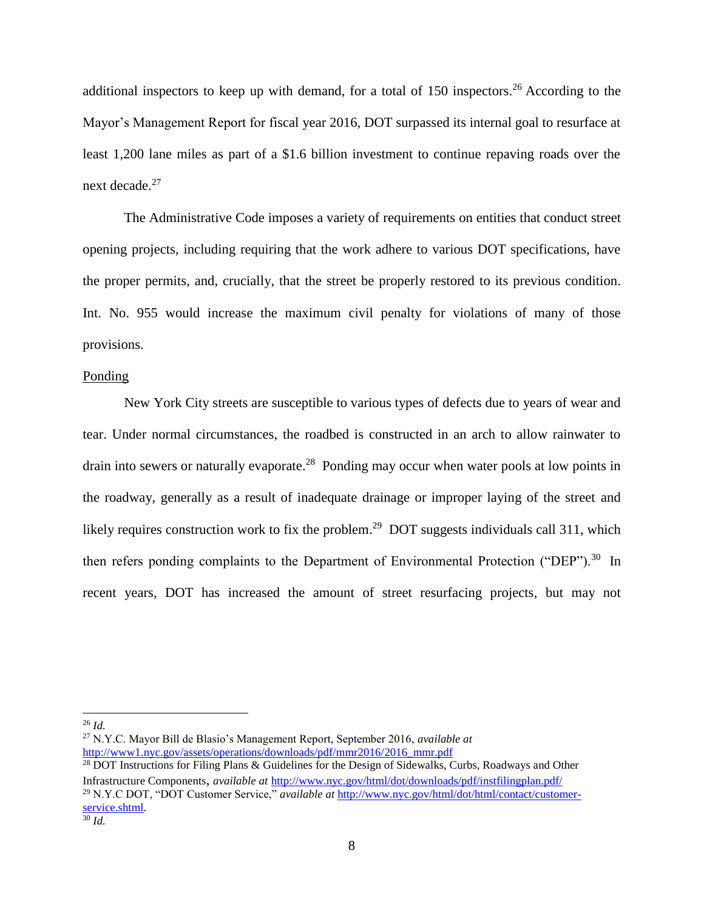additional inspectors to keep up with demand, for a total of 150 inspectors.[26] According to the Mayor's Management Report for fiscal year 2016, DOT surpassed its internal goal to resurface at least 1,200 lane miles as part of a $1.6 billion investment to continue repaving roads over the next decade.[27]

The Administrative Code imposes a variety of requirements on entities that conduct street opening projects, including requiring that the work adhere to various DOT specifications, have the proper permits, and, crucially, that the street be properly restored to its previous condition. Int. No. 955 would increase the maximum civil penalty for violations of many of those provisions.

Ponding

New York City streets are susceptible to various types of defects due to years of wear and tear. Under normal circumstances, the roadbed is constructed in an arch to allow rainwater to drain into sewers or naturally evaporate.[28] Ponding may occur when water pools at low points in the roadway, generally as a result of inadequate drainage or improper laying of the street and likely requires construction work to fix the problem.[29] DOT suggests individuals call 311, which then refers ponding complaints to the Department of Environmental Protection ("DEP").[30] In recent years, DOT has increased the amount of street resurfacing projects, but may not

---

[26] *Id.*

[27] N.Y.C. Mayor Bill de Blasio's Management Report, September 2016, *available at* http://www1.nyc.gov/assets/operations/downloads/pdf/mmr2016/2016_mmr.pdf

[28] DOT Instructions for Filing Plans & Guidelines for the Design of Sidewalks, Curbs, Roadways and Other Infrastructure Components, *available at* http://www.nyc.gov/html/dot/downloads/pdf/instfilingplan.pdf/

[29] N.Y.C DOT, "DOT Customer Service," *available at* http://www.nyc.gov/html/dot/html/contact/customer-service.shtml.

[30] *Id.*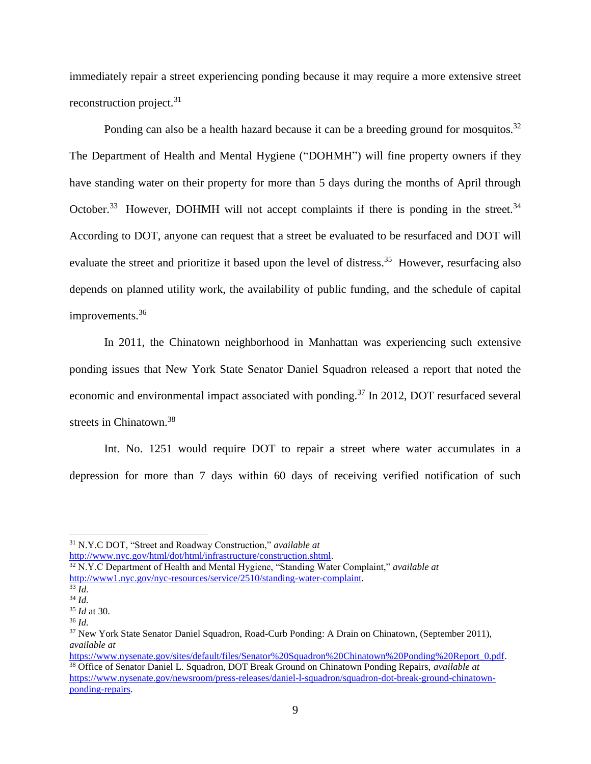immediately repair a street experiencing ponding because it may require a more extensive street reconstruction project.[31]

Ponding can also be a health hazard because it can be a breeding ground for mosquitos.[32] The Department of Health and Mental Hygiene ("DOHMH") will fine property owners if they have standing water on their property for more than 5 days during the months of April through October.[33] However, DOHMH will not accept complaints if there is ponding in the street.[34] According to DOT, anyone can request that a street be evaluated to be resurfaced and DOT will evaluate the street and prioritize it based upon the level of distress.[35] However, resurfacing also depends on planned utility work, the availability of public funding, and the schedule of capital improvements.[36]

In 2011, the Chinatown neighborhood in Manhattan was experiencing such extensive ponding issues that New York State Senator Daniel Squadron released a report that noted the economic and environmental impact associated with ponding.[37] In 2012, DOT resurfaced several streets in Chinatown.[38]

Int. No. 1251 would require DOT to repair a street where water accumulates in a depression for more than 7 days within 60 days of receiving verified notification of such

---

[31] N.Y.C DOT, "Street and Roadway Construction," *available at* http://www.nyc.gov/html/dot/html/infrastructure/construction.shtml.

[32] N.Y.C Department of Health and Mental Hygiene, "Standing Water Complaint," *available at* http://www1.nyc.gov/nyc-resources/service/2510/standing-water-complaint.

[33] *Id.*

[34] *Id.*

[35] *Id* at 30.

[36] *Id.*

[37] New York State Senator Daniel Squadron, Road-Curb Ponding: A Drain on Chinatown, (September 2011), *available at* https://www.nysenate.gov/sites/default/files/Senator%20Squadron%20Chinatown%20Ponding%20Report_0.pdf.

[38] Office of Senator Daniel L. Squadron, DOT Break Ground on Chinatown Ponding Repairs, *available at* https://www.nysenate.gov/newsroom/press-releases/daniel-l-squadron/squadron-dot-break-ground-chinatown-ponding-repairs.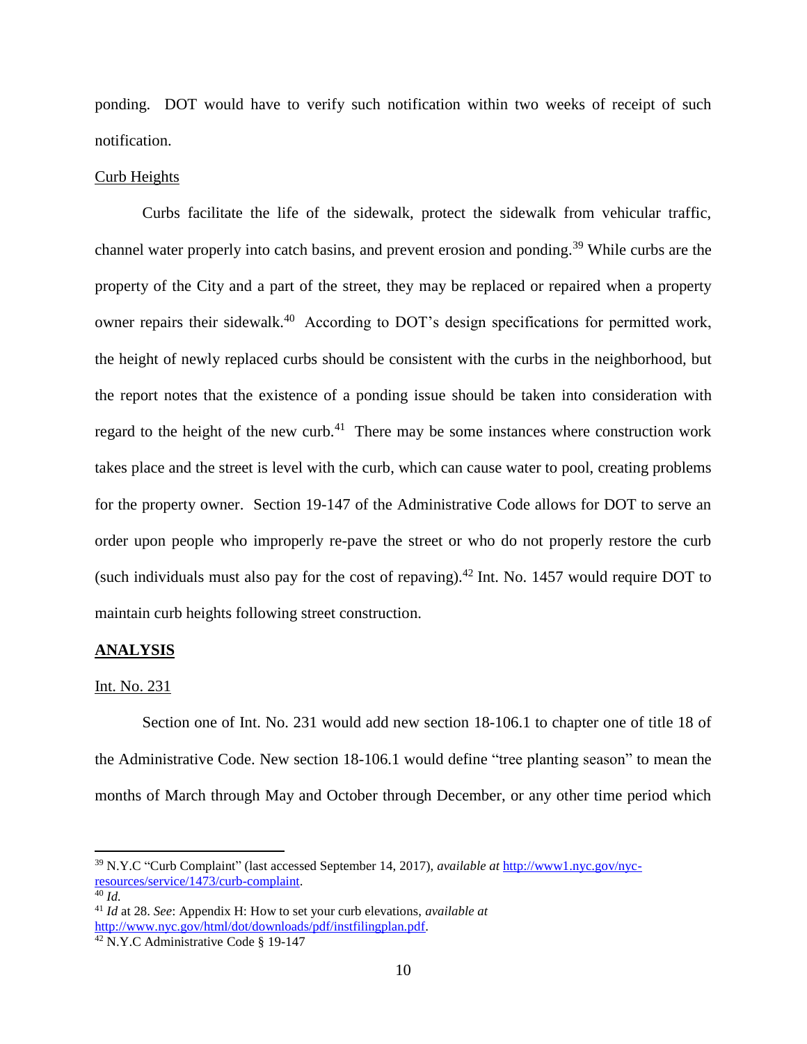ponding. DOT would have to verify such notification within two weeks of receipt of such notification.

Curb Heights

Curbs facilitate the life of the sidewalk, protect the sidewalk from vehicular traffic, channel water properly into catch basins, and prevent erosion and ponding.[39] While curbs are the property of the City and a part of the street, they may be replaced or repaired when a property owner repairs their sidewalk.[40] According to DOT's design specifications for permitted work, the height of newly replaced curbs should be consistent with the curbs in the neighborhood, but the report notes that the existence of a ponding issue should be taken into consideration with regard to the height of the new curb.[41] There may be some instances where construction work takes place and the street is level with the curb, which can cause water to pool, creating problems for the property owner. Section 19-147 of the Administrative Code allows for DOT to serve an order upon people who improperly re-pave the street or who do not properly restore the curb (such individuals must also pay for the cost of repaving).[42] Int. No. 1457 would require DOT to maintain curb heights following street construction.

## ANALYSIS

Int. No. 231

Section one of Int. No. 231 would add new section 18-106.1 to chapter one of title 18 of the Administrative Code. New section 18-106.1 would define "tree planting season" to mean the months of March through May and October through December, or any other time period which

---

[39] N.Y.C "Curb Complaint" (last accessed September 14, 2017), *available at* http://www1.nyc.gov/nyc-resources/service/1473/curb-complaint.

[40] *Id.*

[41] *Id* at 28. *See*: Appendix H: How to set your curb elevations, *available at* http://www.nyc.gov/html/dot/downloads/pdf/instfilingplan.pdf.

[42] N.Y.C Administrative Code § 19-147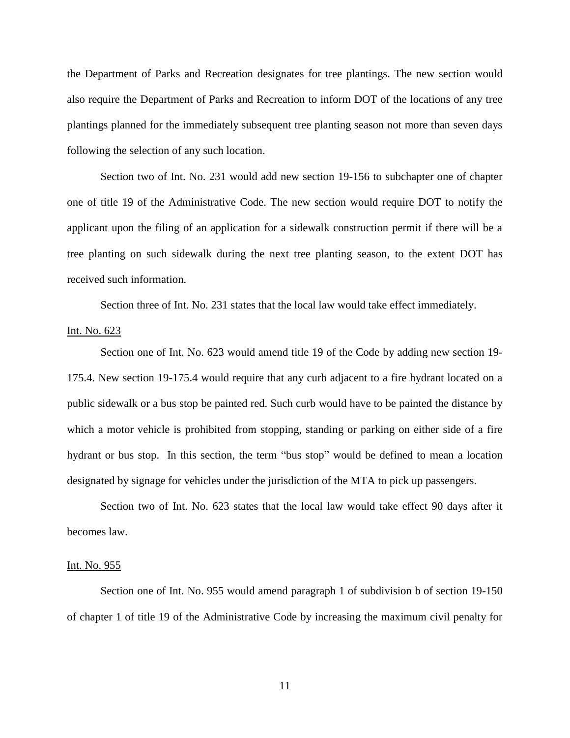the Department of Parks and Recreation designates for tree plantings. The new section would also require the Department of Parks and Recreation to inform DOT of the locations of any tree plantings planned for the immediately subsequent tree planting season not more than seven days following the selection of any such location.

Section two of Int. No. 231 would add new section 19-156 to subchapter one of chapter one of title 19 of the Administrative Code. The new section would require DOT to notify the applicant upon the filing of an application for a sidewalk construction permit if there will be a tree planting on such sidewalk during the next tree planting season, to the extent DOT has received such information.

Section three of Int. No. 231 states that the local law would take effect immediately.

Int. No. 623

Section one of Int. No. 623 would amend title 19 of the Code by adding new section 19-175.4. New section 19-175.4 would require that any curb adjacent to a fire hydrant located on a public sidewalk or a bus stop be painted red. Such curb would have to be painted the distance by which a motor vehicle is prohibited from stopping, standing or parking on either side of a fire hydrant or bus stop. In this section, the term "bus stop" would be defined to mean a location designated by signage for vehicles under the jurisdiction of the MTA to pick up passengers.

Section two of Int. No. 623 states that the local law would take effect 90 days after it becomes law.

Int. No. 955

Section one of Int. No. 955 would amend paragraph 1 of subdivision b of section 19-150 of chapter 1 of title 19 of the Administrative Code by increasing the maximum civil penalty for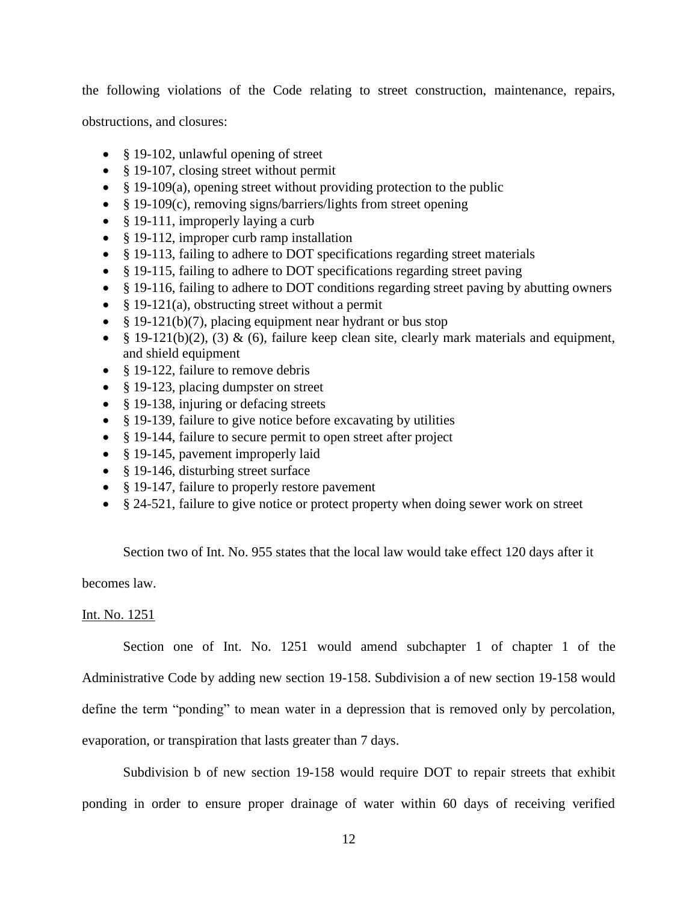the following violations of the Code relating to street construction, maintenance, repairs, obstructions, and closures:

- § 19-102, unlawful opening of street
- § 19-107, closing street without permit
- § 19-109(a), opening street without providing protection to the public
- § 19-109(c), removing signs/barriers/lights from street opening
- § 19-111, improperly laying a curb
- § 19-112, improper curb ramp installation
- § 19-113, failing to adhere to DOT specifications regarding street materials
- § 19-115, failing to adhere to DOT specifications regarding street paving
- § 19-116, failing to adhere to DOT conditions regarding street paving by abutting owners
- § 19-121(a), obstructing street without a permit
- § 19-121(b)(7), placing equipment near hydrant or bus stop
- § 19-121(b)(2), (3) & (6), failure keep clean site, clearly mark materials and equipment, and shield equipment
- § 19-122, failure to remove debris
- § 19-123, placing dumpster on street
- § 19-138, injuring or defacing streets
- § 19-139, failure to give notice before excavating by utilities
- § 19-144, failure to secure permit to open street after project
- § 19-145, pavement improperly laid
- § 19-146, disturbing street surface
- § 19-147, failure to properly restore pavement
- § 24-521, failure to give notice or protect property when doing sewer work on street

Section two of Int. No. 955 states that the local law would take effect 120 days after it becomes law.

Int. No. 1251

Section one of Int. No. 1251 would amend subchapter 1 of chapter 1 of the Administrative Code by adding new section 19-158. Subdivision a of new section 19-158 would define the term "ponding" to mean water in a depression that is removed only by percolation, evaporation, or transpiration that lasts greater than 7 days.

Subdivision b of new section 19-158 would require DOT to repair streets that exhibit ponding in order to ensure proper drainage of water within 60 days of receiving verified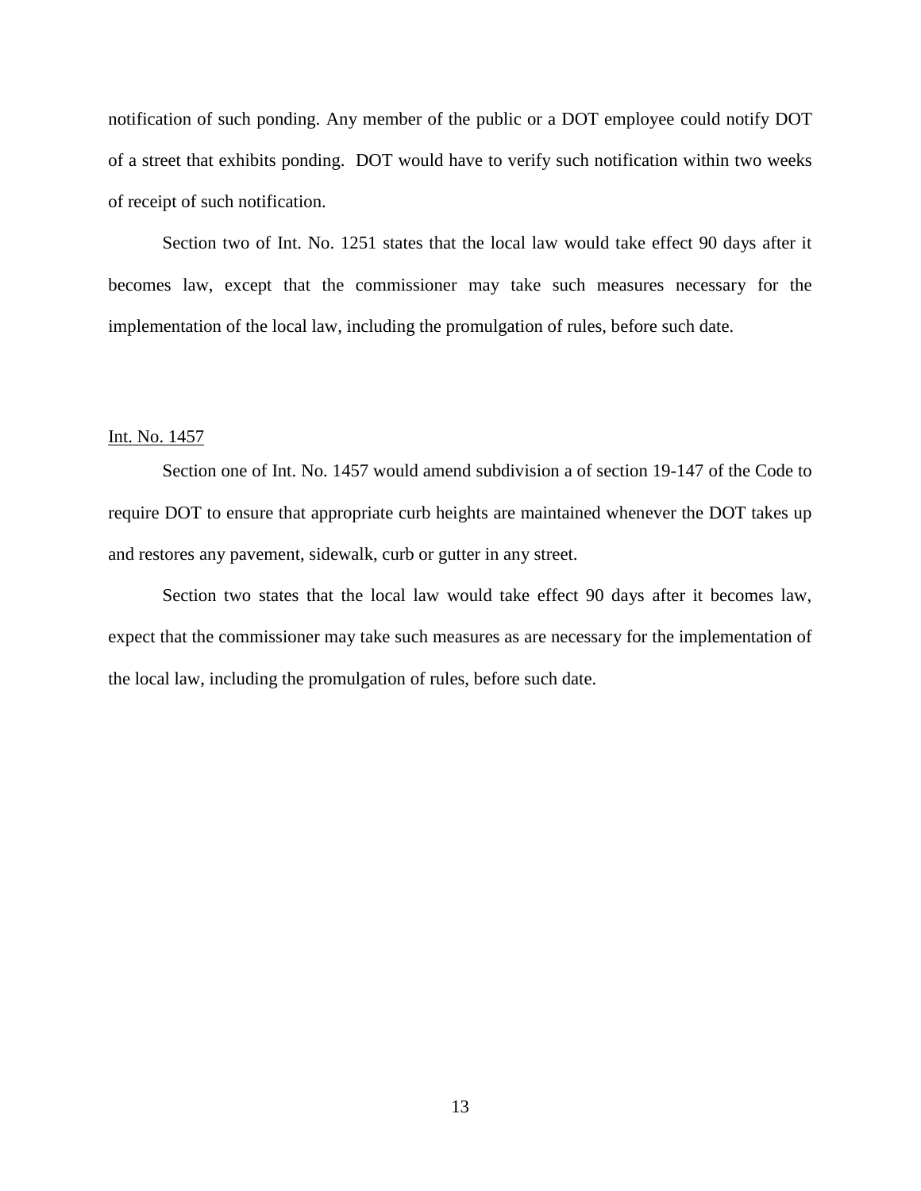notification of such ponding. Any member of the public or a DOT employee could notify DOT of a street that exhibits ponding. DOT would have to verify such notification within two weeks of receipt of such notification.

Section two of Int. No. 1251 states that the local law would take effect 90 days after it becomes law, except that the commissioner may take such measures necessary for the implementation of the local law, including the promulgation of rules, before such date.

<u>Int. No. 1457</u>

Section one of Int. No. 1457 would amend subdivision a of section 19-147 of the Code to require DOT to ensure that appropriate curb heights are maintained whenever the DOT takes up and restores any pavement, sidewalk, curb or gutter in any street.

Section two states that the local law would take effect 90 days after it becomes law, expect that the commissioner may take such measures as are necessary for the implementation of the local law, including the promulgation of rules, before such date.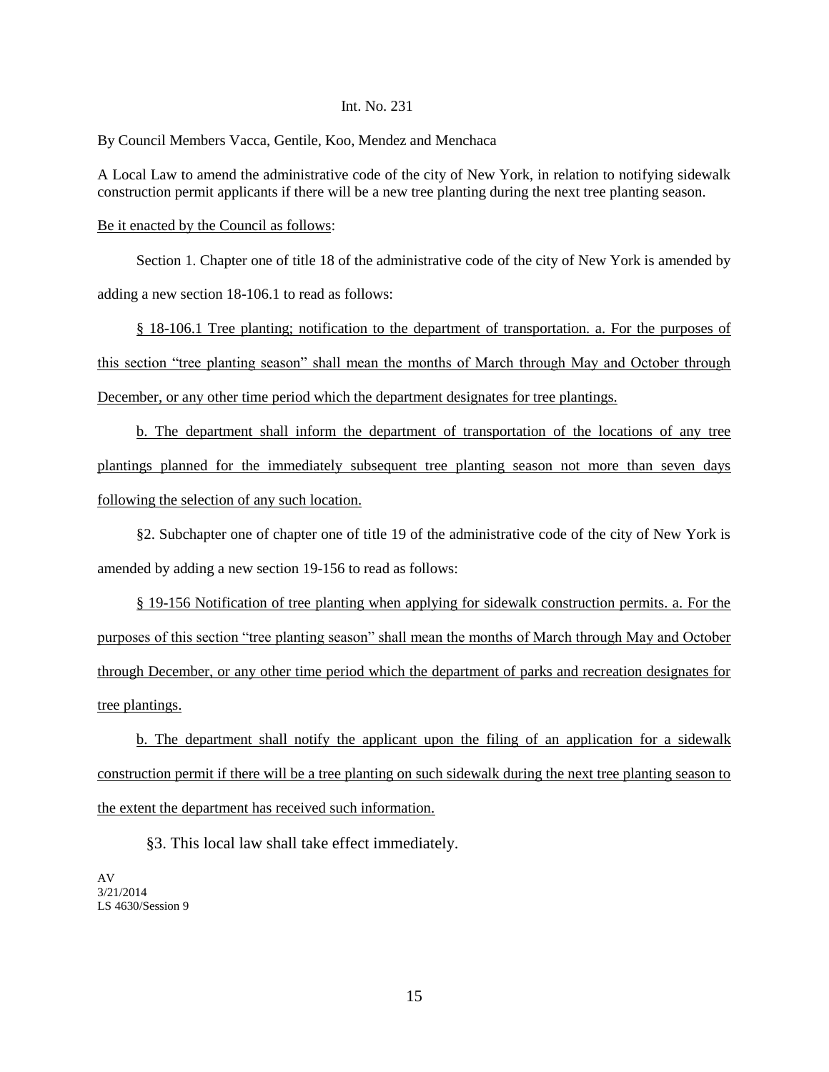Int. No. 231

By Council Members Vacca, Gentile, Koo, Mendez and Menchaca

A Local Law to amend the administrative code of the city of New York, in relation to notifying sidewalk construction permit applicants if there will be a new tree planting during the next tree planting season.

Be it enacted by the Council as follows:

Section 1. Chapter one of title 18 of the administrative code of the city of New York is amended by adding a new section 18-106.1 to read as follows:

§ 18-106.1 Tree planting; notification to the department of transportation. a. For the purposes of this section "tree planting season" shall mean the months of March through May and October through December, or any other time period which the department designates for tree plantings.

b. The department shall inform the department of transportation of the locations of any tree plantings planned for the immediately subsequent tree planting season not more than seven days following the selection of any such location.

§2. Subchapter one of chapter one of title 19 of the administrative code of the city of New York is amended by adding a new section 19-156 to read as follows:

§ 19-156 Notification of tree planting when applying for sidewalk construction permits. a. For the purposes of this section "tree planting season" shall mean the months of March through May and October through December, or any other time period which the department of parks and recreation designates for tree plantings.

b. The department shall notify the applicant upon the filing of an application for a sidewalk construction permit if there will be a tree planting on such sidewalk during the next tree planting season to the extent the department has received such information.

§3. This local law shall take effect immediately.

AV
3/21/2014
LS 4630/Session 9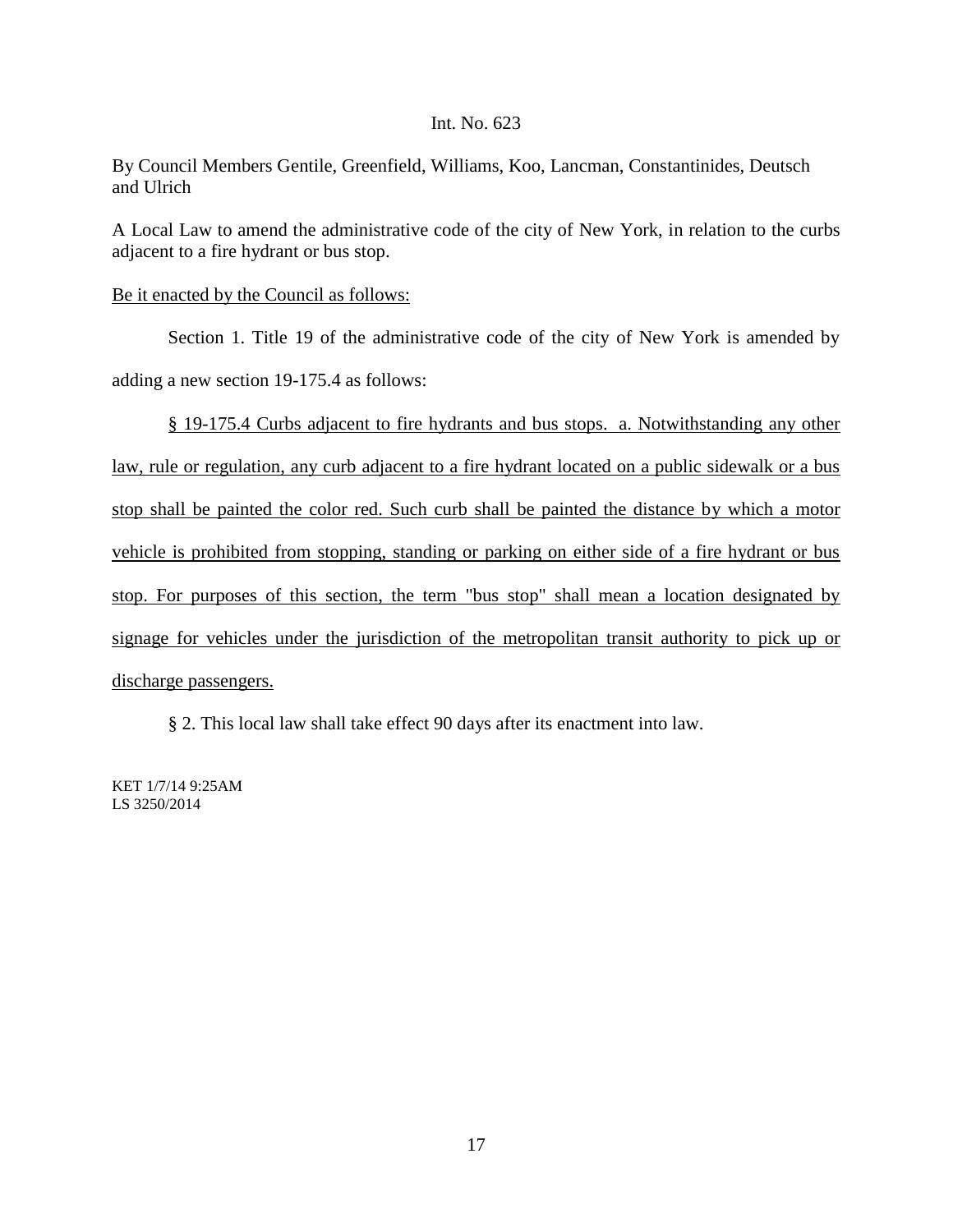Int. No. 623

By Council Members Gentile, Greenfield, Williams, Koo, Lancman, Constantinides, Deutsch and Ulrich

A Local Law to amend the administrative code of the city of New York, in relation to the curbs adjacent to a fire hydrant or bus stop.

Be it enacted by the Council as follows:

Section 1. Title 19 of the administrative code of the city of New York is amended by adding a new section 19-175.4 as follows:

§ 19-175.4 Curbs adjacent to fire hydrants and bus stops. a. Notwithstanding any other law, rule or regulation, any curb adjacent to a fire hydrant located on a public sidewalk or a bus stop shall be painted the color red. Such curb shall be painted the distance by which a motor vehicle is prohibited from stopping, standing or parking on either side of a fire hydrant or bus stop. For purposes of this section, the term "bus stop" shall mean a location designated by signage for vehicles under the jurisdiction of the metropolitan transit authority to pick up or discharge passengers.

§ 2. This local law shall take effect 90 days after its enactment into law.

KET 1/7/14 9:25AM
LS 3250/2014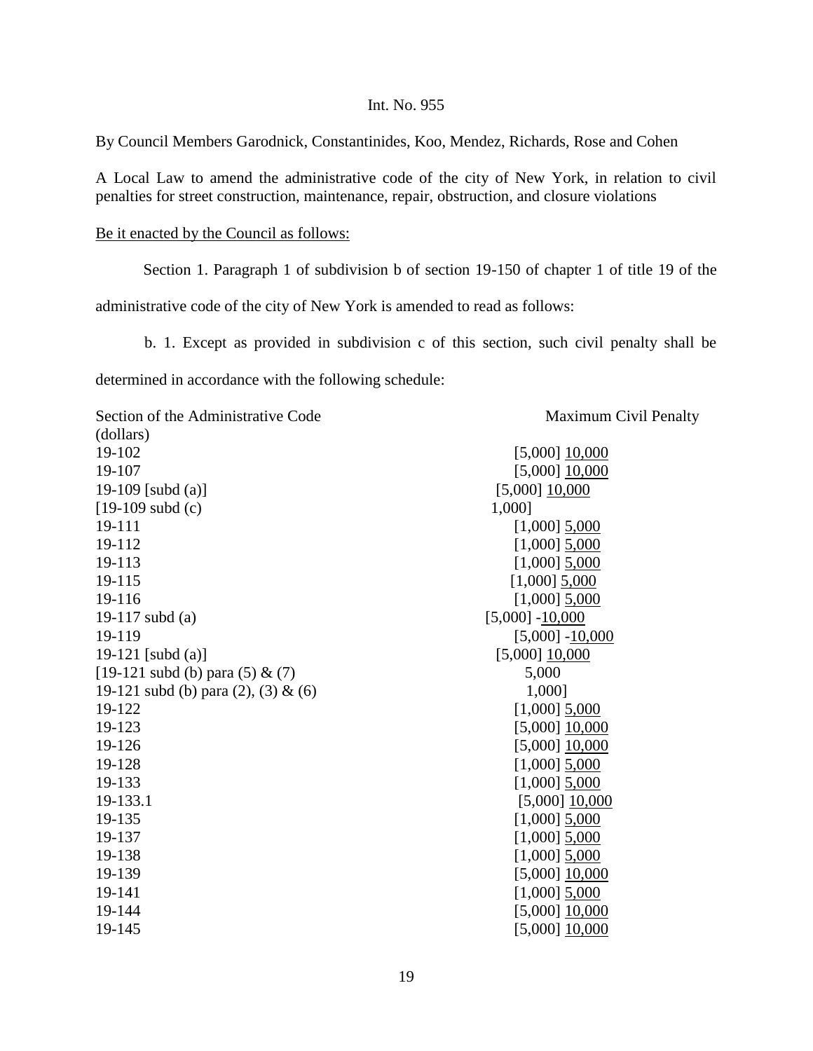Int. No. 955

By Council Members Garodnick, Constantinides, Koo, Mendez, Richards, Rose and Cohen

A Local Law to amend the administrative code of the city of New York, in relation to civil penalties for street construction, maintenance, repair, obstruction, and closure violations

Be it enacted by the Council as follows:

Section 1. Paragraph 1 of subdivision b of section 19-150 of chapter 1 of title 19 of the administrative code of the city of New York is amended to read as follows:

b. 1. Except as provided in subdivision c of this section, such civil penalty shall be determined in accordance with the following schedule:

| Section of the Administrative Code | Maximum Civil Penalty (dollars) |
|---|---|
| 19-102 | [5,000] 10,000 |
| 19-107 | [5,000] 10,000 |
| 19-109 [subd (a)] | [5,000] 10,000 |
| [19-109 subd (c) | 1,000] |
| 19-111 | [1,000] 5,000 |
| 19-112 | [1,000] 5,000 |
| 19-113 | [1,000] 5,000 |
| 19-115 | [1,000] 5,000 |
| 19-116 | [1,000] 5,000 |
| 19-117 subd (a) | [5,000] -10,000 |
| 19-119 | [5,000] -10,000 |
| 19-121 [subd (a)] | [5,000] 10,000 |
| [19-121 subd (b) para (5) & (7) | 5,000 |
| 19-121 subd (b) para (2), (3) & (6) | 1,000] |
| 19-122 | [1,000] 5,000 |
| 19-123 | [5,000] 10,000 |
| 19-126 | [5,000] 10,000 |
| 19-128 | [1,000] 5,000 |
| 19-133 | [1,000] 5,000 |
| 19-133.1 | [5,000] 10,000 |
| 19-135 | [1,000] 5,000 |
| 19-137 | [1,000] 5,000 |
| 19-138 | [1,000] 5,000 |
| 19-139 | [5,000] 10,000 |
| 19-141 | [1,000] 5,000 |
| 19-144 | [5,000] 10,000 |
| 19-145 | [5,000] 10,000 |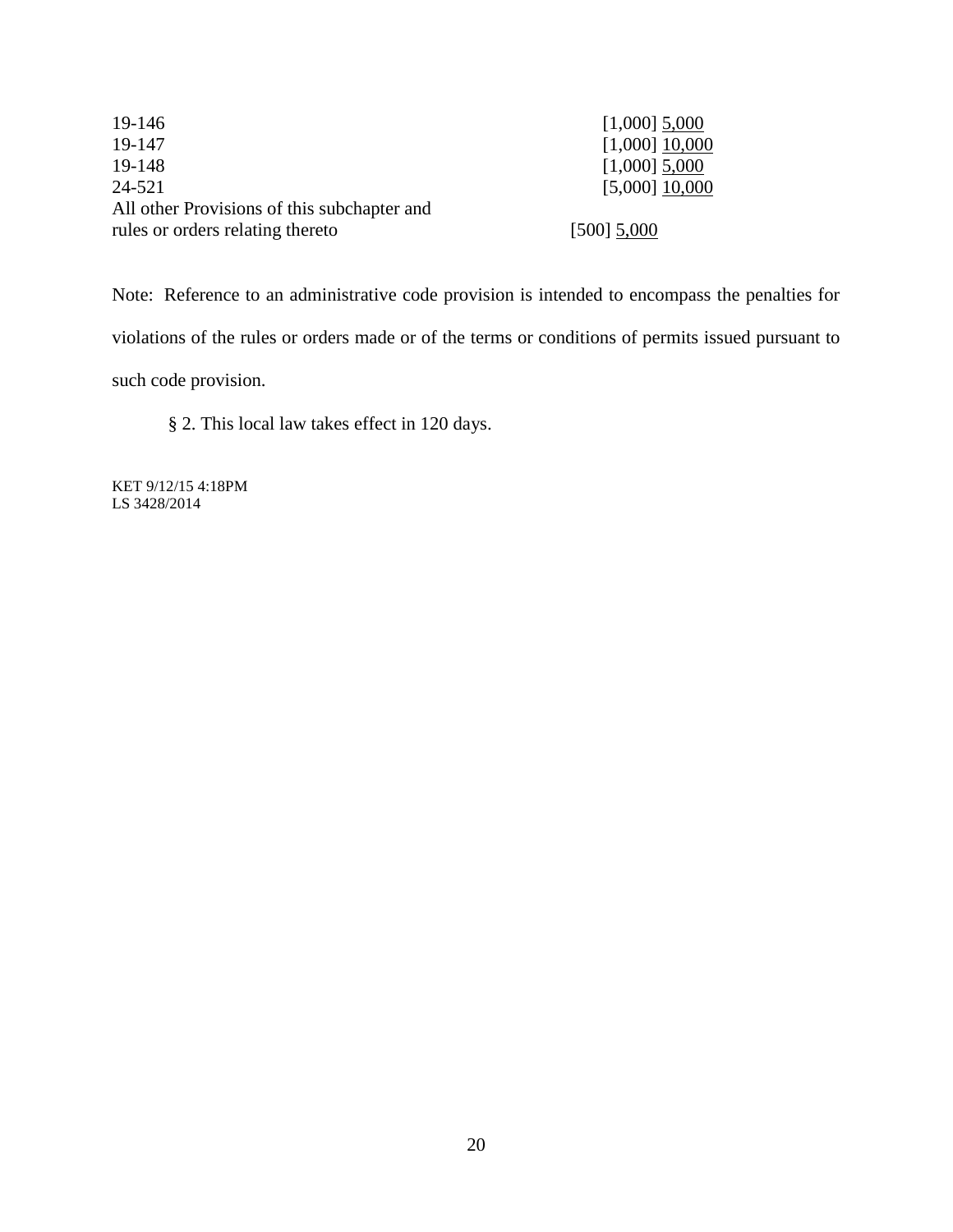| | |
|---|---|
| 19-146 | [1,000] <u>5,000</u> |
| 19-147 | [1,000] <u>10,000</u> |
| 19-148 | [1,000] <u>5,000</u> |
| 24-521 | [5,000] <u>10,000</u> |
| All other Provisions of this subchapter and rules or orders relating thereto | [500] <u>5,000</u> |

Note: Reference to an administrative code provision is intended to encompass the penalties for violations of the rules or orders made or of the terms or conditions of permits issued pursuant to such code provision.

§ 2. This local law takes effect in 120 days.

KET 9/12/15 4:18PM
LS 3428/2014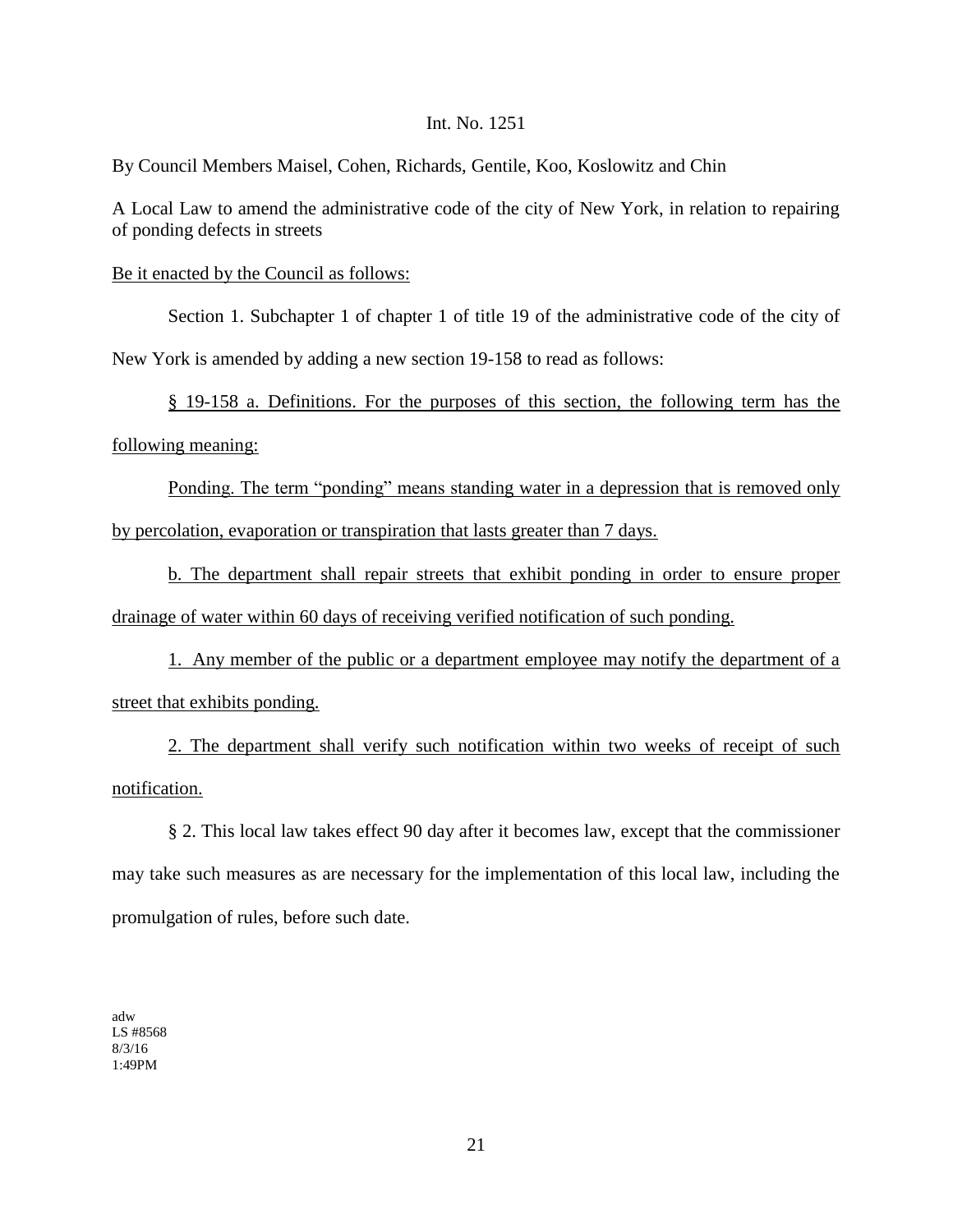Int. No. 1251

By Council Members Maisel, Cohen, Richards, Gentile, Koo, Koslowitz and Chin

A Local Law to amend the administrative code of the city of New York, in relation to repairing of ponding defects in streets

Be it enacted by the Council as follows:

Section 1. Subchapter 1 of chapter 1 of title 19 of the administrative code of the city of New York is amended by adding a new section 19-158 to read as follows:

§ 19-158 a. Definitions. For the purposes of this section, the following term has the following meaning:

Ponding. The term "ponding" means standing water in a depression that is removed only by percolation, evaporation or transpiration that lasts greater than 7 days.

b. The department shall repair streets that exhibit ponding in order to ensure proper drainage of water within 60 days of receiving verified notification of such ponding.

1. Any member of the public or a department employee may notify the department of a street that exhibits ponding.

2. The department shall verify such notification within two weeks of receipt of such notification.

§ 2. This local law takes effect 90 day after it becomes law, except that the commissioner may take such measures as are necessary for the implementation of this local law, including the promulgation of rules, before such date.

adw
LS #8568
8/3/16
1:49PM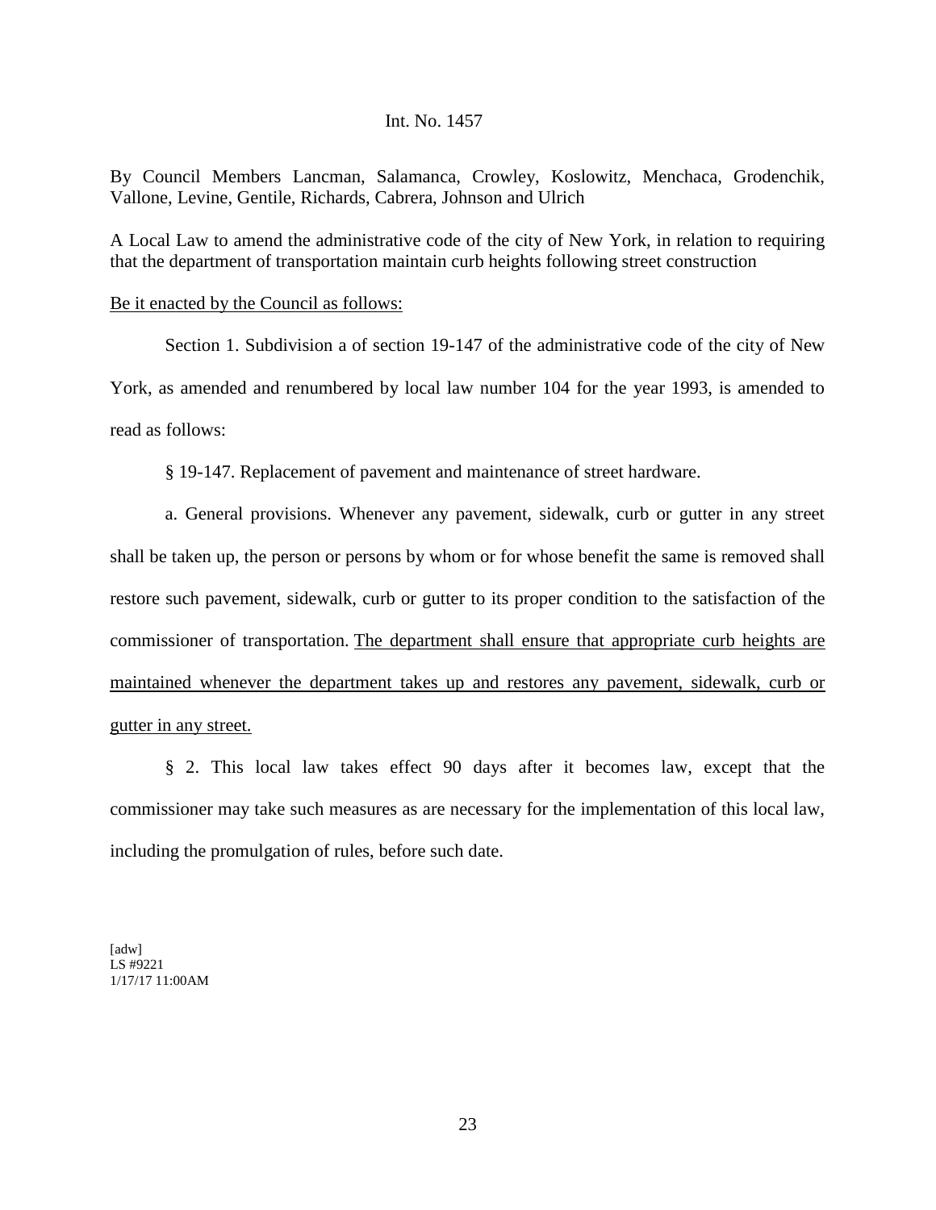Int. No. 1457

By Council Members Lancman, Salamanca, Crowley, Koslowitz, Menchaca, Grodenchik, Vallone, Levine, Gentile, Richards, Cabrera, Johnson and Ulrich

A Local Law to amend the administrative code of the city of New York, in relation to requiring that the department of transportation maintain curb heights following street construction

Be it enacted by the Council as follows:

Section 1. Subdivision a of section 19-147 of the administrative code of the city of New York, as amended and renumbered by local law number 104 for the year 1993, is amended to read as follows:

§ 19-147. Replacement of pavement and maintenance of street hardware.

a. General provisions. Whenever any pavement, sidewalk, curb or gutter in any street shall be taken up, the person or persons by whom or for whose benefit the same is removed shall restore such pavement, sidewalk, curb or gutter to its proper condition to the satisfaction of the commissioner of transportation. The department shall ensure that appropriate curb heights are maintained whenever the department takes up and restores any pavement, sidewalk, curb or gutter in any street.

§ 2. This local law takes effect 90 days after it becomes law, except that the commissioner may take such measures as are necessary for the implementation of this local law, including the promulgation of rules, before such date.

[adw]
LS #9221
1/17/17 11:00AM